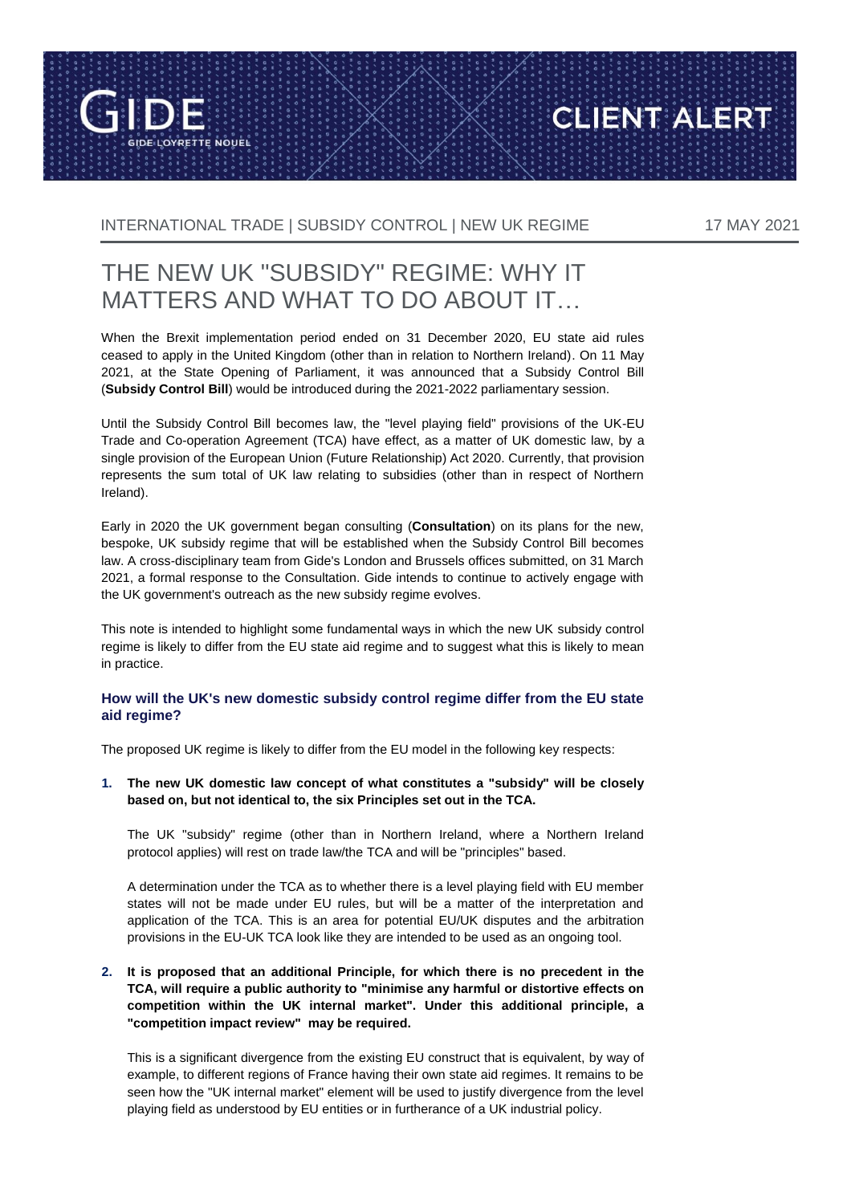INTERNATIONAL TRADE | SUBSIDY CONTROL | NEW UK REGIME 17 MAY 2021

# THE NEW UK "SUBSIDY" REGIME: WHY IT MATTERS AND WHAT TO DO ABOUT IT…

When the Brexit implementation period ended on 31 December 2020, EU state aid rules ceased to apply in the United Kingdom (other than in relation to Northern Ireland). On 11 May 2021, at the State Opening of Parliament, it was announced that a Subsidy Control Bill (**Subsidy Control Bill**) would be introduced during the 2021-2022 parliamentary session.

Until the Subsidy Control Bill becomes law, the "level playing field" provisions of the UK-EU Trade and Co-operation Agreement (TCA) have effect, as a matter of UK domestic law, by a single provision of the European Union (Future Relationship) Act 2020. Currently, that provision represents the sum total of UK law relating to subsidies (other than in respect of Northern Ireland).

Early in 2020 the UK government began consulting (**Consultation**) on its plans for the new, bespoke, UK subsidy regime that will be established when the Subsidy Control Bill becomes law. A cross-disciplinary team from Gide's London and Brussels offices submitted, on 31 March 2021, a formal response to the Consultation. Gide intends to continue to actively engage with the UK government's outreach as the new subsidy regime evolves.

This note is intended to highlight some fundamental ways in which the new UK subsidy control regime is likely to differ from the EU state aid regime and to suggest what this is likely to mean in practice.

### How will the UK's new domestic subsidy control regime differ from the EU state aid regime?

The proposed UK regime is likely to differ from the EU model in the following key respects:

1. **The new UK domestic law concept of what constitutes a "subsidy" will be closely based on, but not identical to, the six Principles set out in the TCA.**

   The UK "subsidy" regime (other than in Northern Ireland, where a Northern Ireland protocol applies) will rest on trade law/the TCA and will be "principles" based.

   A determination under the TCA as to whether there is a level playing field with EU member states will not be made under EU rules, but will be a matter of the interpretation and application of the TCA. This is an area for potential EU/UK disputes and the arbitration provisions in the EU-UK TCA look like they are intended to be used as an ongoing tool.

2. **It is proposed that an additional Principle, for which there is no precedent in the TCA, will require a public authority to "minimise any harmful or distortive effects on competition within the UK internal market". Under this additional principle, a "competition impact review" may be required.**

   This is a significant divergence from the existing EU construct that is equivalent, by way of example, to different regions of France having their own state aid regimes. It remains to be seen how the "UK internal market" element will be used to justify divergence from the level playing field as understood by EU entities or in furtherance of a UK industrial policy.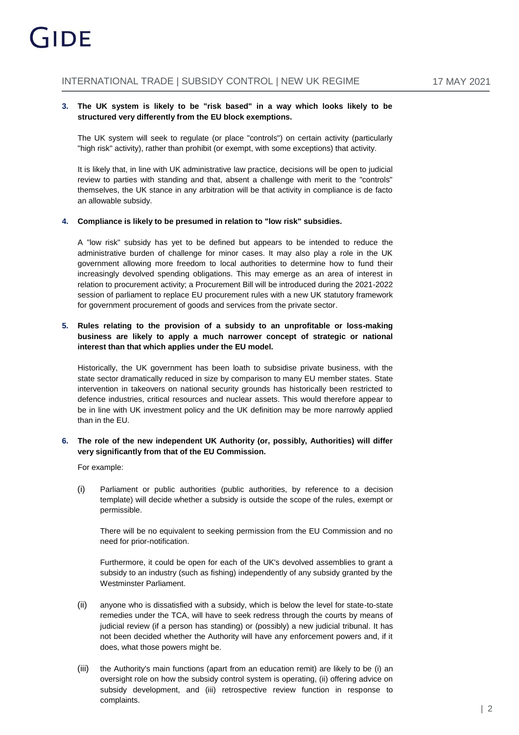**3. The UK system is likely to be "risk based" in a way which looks likely to be structured very differently from the EU block exemptions.**

The UK system will seek to regulate (or place "controls") on certain activity (particularly "high risk" activity), rather than prohibit (or exempt, with some exceptions) that activity.

It is likely that, in line with UK administrative law practice, decisions will be open to judicial review to parties with standing and that, absent a challenge with merit to the "controls" themselves, the UK stance in any arbitration will be that activity in compliance is de facto an allowable subsidy.

**4. Compliance is likely to be presumed in relation to "low risk" subsidies.**

A "low risk" subsidy has yet to be defined but appears to be intended to reduce the administrative burden of challenge for minor cases. It may also play a role in the UK government allowing more freedom to local authorities to determine how to fund their increasingly devolved spending obligations. This may emerge as an area of interest in relation to procurement activity; a Procurement Bill will be introduced during the 2021-2022 session of parliament to replace EU procurement rules with a new UK statutory framework for government procurement of goods and services from the private sector.

**5. Rules relating to the provision of a subsidy to an unprofitable or loss-making business are likely to apply a much narrower concept of strategic or national interest than that which applies under the EU model.**

Historically, the UK government has been loath to subsidise private business, with the state sector dramatically reduced in size by comparison to many EU member states. State intervention in takeovers on national security grounds has historically been restricted to defence industries, critical resources and nuclear assets. This would therefore appear to be in line with UK investment policy and the UK definition may be more narrowly applied than in the EU.

**6. The role of the new independent UK Authority (or, possibly, Authorities) will differ very significantly from that of the EU Commission.**

For example:

(i) Parliament or public authorities (public authorities, by reference to a decision template) will decide whether a subsidy is outside the scope of the rules, exempt or permissible.

There will be no equivalent to seeking permission from the EU Commission and no need for prior-notification.

Furthermore, it could be open for each of the UK's devolved assemblies to grant a subsidy to an industry (such as fishing) independently of any subsidy granted by the Westminster Parliament.

(ii) anyone who is dissatisfied with a subsidy, which is below the level for state-to-state remedies under the TCA, will have to seek redress through the courts by means of judicial review (if a person has standing) or (possibly) a new judicial tribunal. It has not been decided whether the Authority will have any enforcement powers and, if it does, what those powers might be.

(iii) the Authority's main functions (apart from an education remit) are likely to be (i) an oversight role on how the subsidy control system is operating, (ii) offering advice on subsidy development, and (iii) retrospective review function in response to complaints.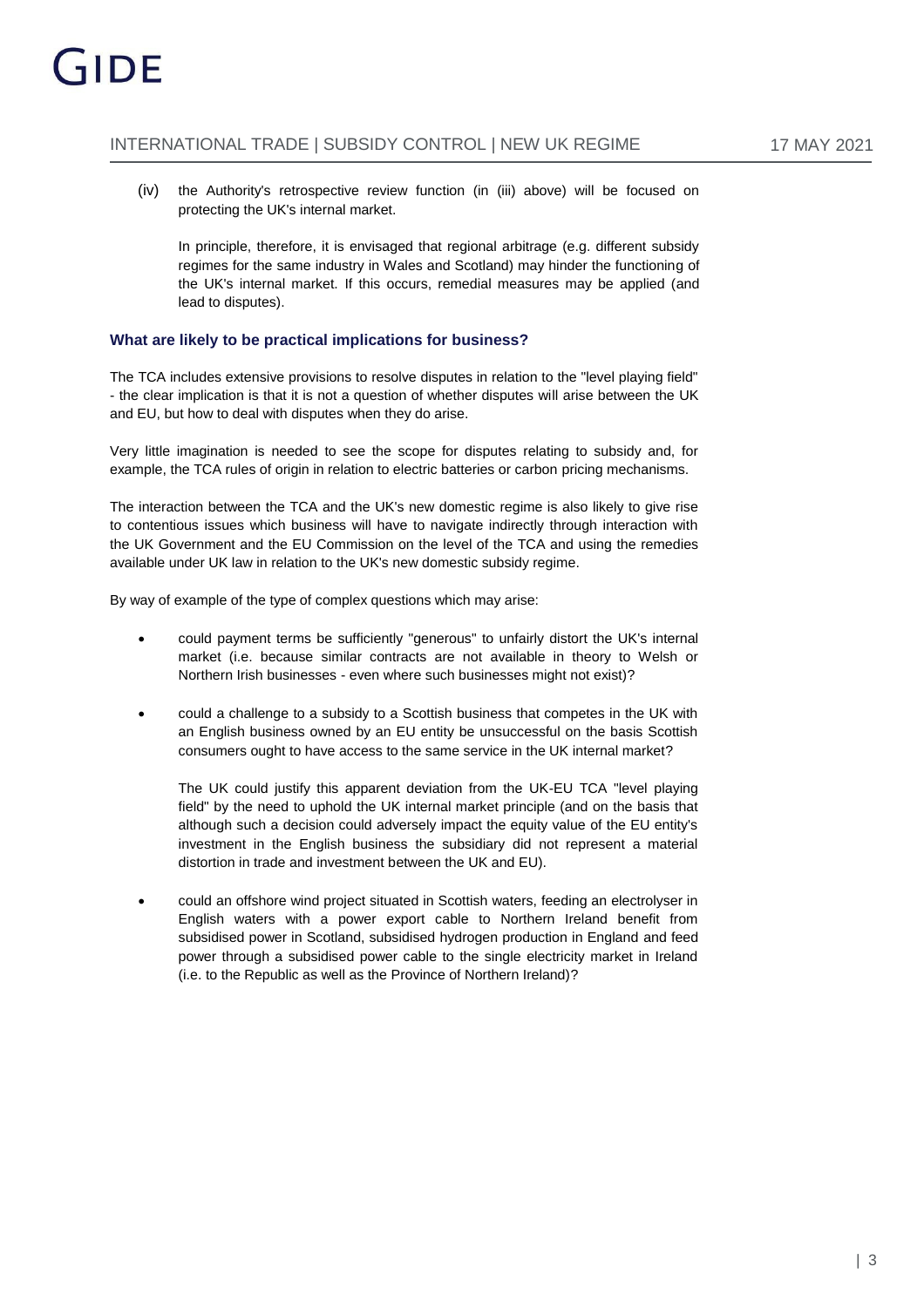(iv) the Authority's retrospective review function (in (iii) above) will be focused on protecting the UK's internal market.

In principle, therefore, it is envisaged that regional arbitrage (e.g. different subsidy regimes for the same industry in Wales and Scotland) may hinder the functioning of the UK's internal market. If this occurs, remedial measures may be applied (and lead to disputes).

### What are likely to be practical implications for business?

The TCA includes extensive provisions to resolve disputes in relation to the "level playing field" - the clear implication is that it is not a question of whether disputes will arise between the UK and EU, but how to deal with disputes when they do arise.

Very little imagination is needed to see the scope for disputes relating to subsidy and, for example, the TCA rules of origin in relation to electric batteries or carbon pricing mechanisms.

The interaction between the TCA and the UK's new domestic regime is also likely to give rise to contentious issues which business will have to navigate indirectly through interaction with the UK Government and the EU Commission on the level of the TCA and using the remedies available under UK law in relation to the UK's new domestic subsidy regime.

By way of example of the type of complex questions which may arise:

- could payment terms be sufficiently "generous" to unfairly distort the UK's internal market (i.e. because similar contracts are not available in theory to Welsh or Northern Irish businesses - even where such businesses might not exist)?

- could a challenge to a subsidy to a Scottish business that competes in the UK with an English business owned by an EU entity be unsuccessful on the basis Scottish consumers ought to have access to the same service in the UK internal market?

  The UK could justify this apparent deviation from the UK-EU TCA "level playing field" by the need to uphold the UK internal market principle (and on the basis that although such a decision could adversely impact the equity value of the EU entity's investment in the English business the subsidiary did not represent a material distortion in trade and investment between the UK and EU).

- could an offshore wind project situated in Scottish waters, feeding an electrolyser in English waters with a power export cable to Northern Ireland benefit from subsidised power in Scotland, subsidised hydrogen production in England and feed power through a subsidised power cable to the single electricity market in Ireland (i.e. to the Republic as well as the Province of Northern Ireland)?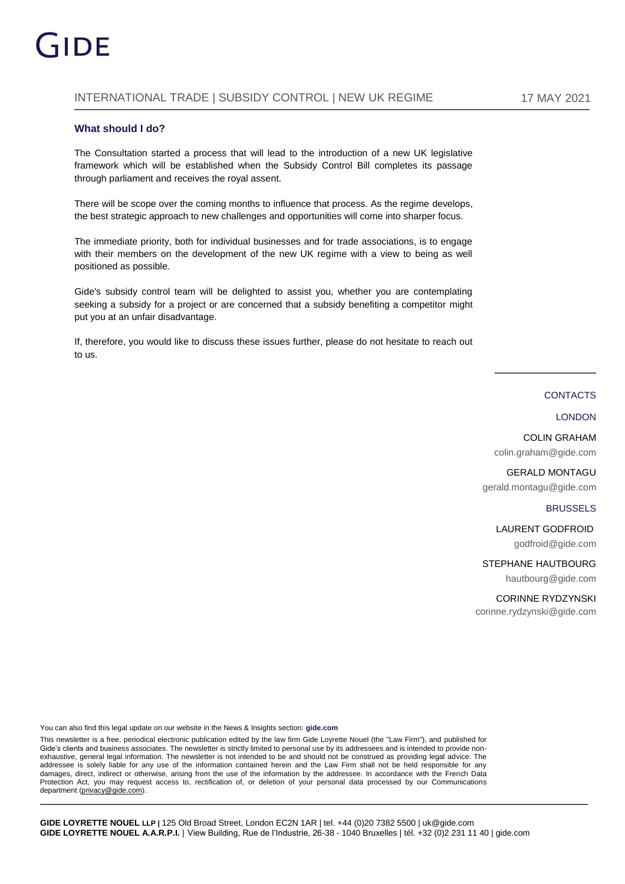### What should I do?

The Consultation started a process that will lead to the introduction of a new UK legislative framework which will be established when the Subsidy Control Bill completes its passage through parliament and receives the royal assent.

There will be scope over the coming months to influence that process. As the regime develops, the best strategic approach to new challenges and opportunities will come into sharper focus.

The immediate priority, both for individual businesses and for trade associations, is to engage with their members on the development of the new UK regime with a view to being as well positioned as possible.

Gide's subsidy control team will be delighted to assist you, whether you are contemplating seeking a subsidy for a project or are concerned that a subsidy benefiting a competitor might put you at an unfair disadvantage.

If, therefore, you would like to discuss these issues further, please do not hesitate to reach out to us.

CONTACTS

LONDON

COLIN GRAHAM
colin.graham@gide.com

GERALD MONTAGU
gerald.montagu@gide.com

BRUSSELS

LAURENT GODFROID
godfroid@gide.com

STEPHANE HAUTBOURG
hautbourg@gide.com

CORINNE RYDZYNSKI
corinne.rydzynski@gide.com

You can also find this legal update on our website in the News & Insights section: **gide.com**

This newsletter is a free, periodical electronic publication edited by the law firm Gide Loyrette Nouel (the "Law Firm"), and published for Gide's clients and business associates. The newsletter is strictly limited to personal use by its addressees and is intended to provide non-exhaustive, general legal information. The newsletter is not intended to be and should not be construed as providing legal advice. The addressee is solely liable for any use of the information contained herein and the Law Firm shall not be held responsible for any damages, direct, indirect or otherwise, arising from the use of the information by the addressee. In accordance with the French Data Protection Act, you may request access to, rectification of, or deletion of your personal data processed by our Communications department (privacy@gide.com).

**GIDE LOYRETTE NOUEL LLP |** 125 Old Broad Street, London EC2N 1AR | tel. +44 (0)20 7382 5500 | uk@gide.com
**GIDE LOYRETTE NOUEL A.A.R.P.I.** | View Building, Rue de l'Industrie, 26-38 - 1040 Bruxelles | tél. +32 (0)2 231 11 40 | gide.com